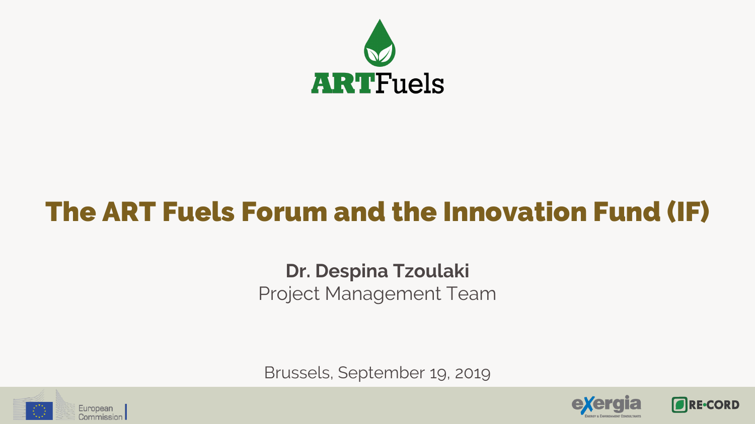ARTFuels

# The ART Fuels Forum and the Innovation Fund (IF)

**Dr. Despina Tzoulaki**
Project Management Team

Brussels, September 19, 2019

European Commission

eXergia
Energy & Environment Consultants

RE•CORD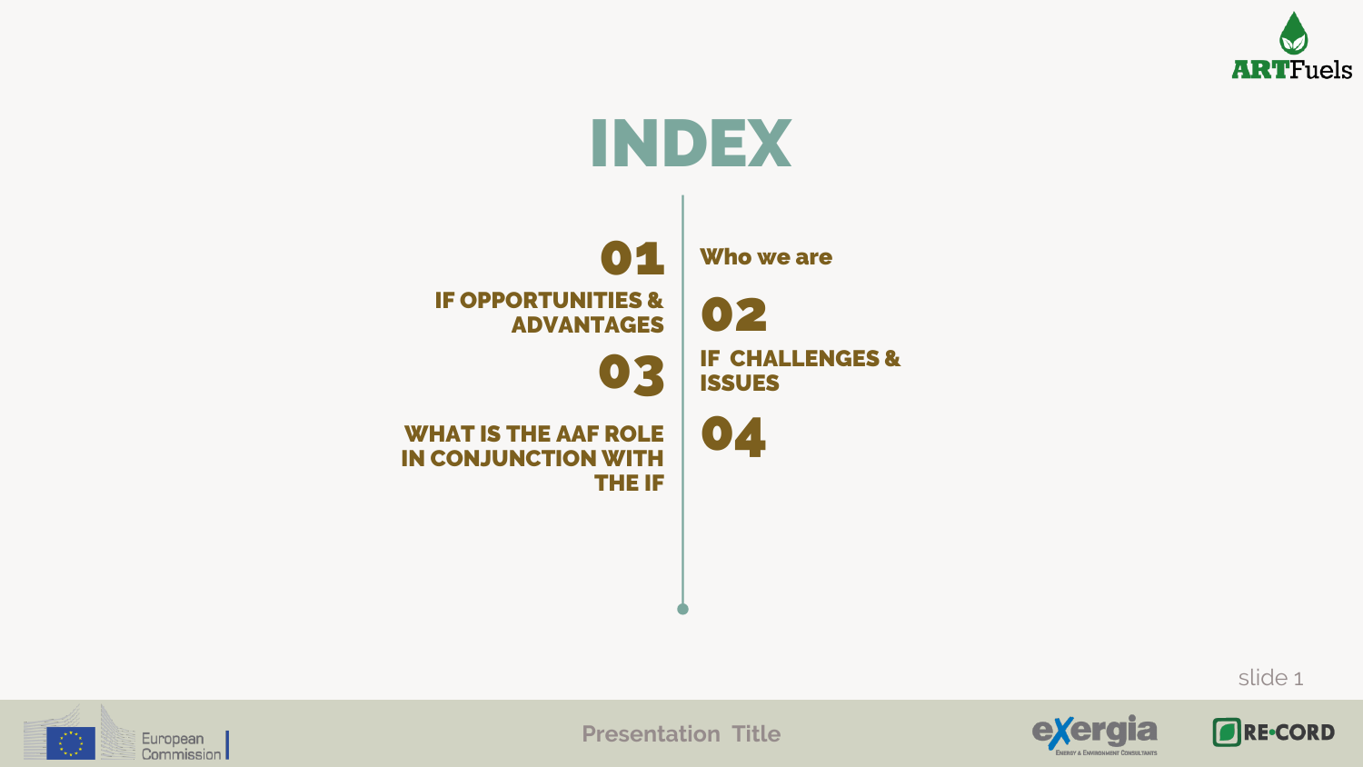# INDEX

**01** Who we are

**02** IF OPPORTUNITIES & ADVANTAGES

**03** IF CHALLENGES & ISSUES

**04** WHAT IS THE AAF ROLE IN CONJUNCTION WITH THE IF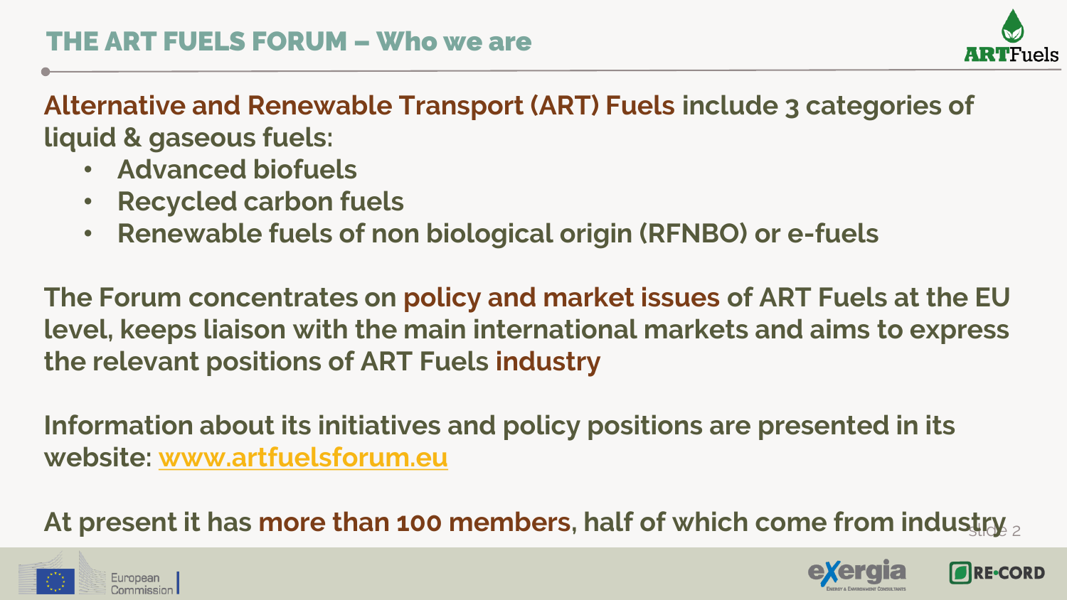# THE ART FUELS FORUM – Who we are

**Alternative and Renewable Transport (ART) Fuels include 3 categories of liquid & gaseous fuels:**

- **Advanced biofuels**
- **Recycled carbon fuels**
- **Renewable fuels of non biological origin (RFNBO) or e-fuels**

**The Forum concentrates on policy and market issues of ART Fuels at the EU level, keeps liaison with the main international markets and aims to express the relevant positions of ART Fuels industry**

**Information about its initiatives and policy positions are presented in its website: [www.artfuelsforum.eu](http://www.artfuelsforum.eu)**

**At present it has more than 100 members, half of which come from industry**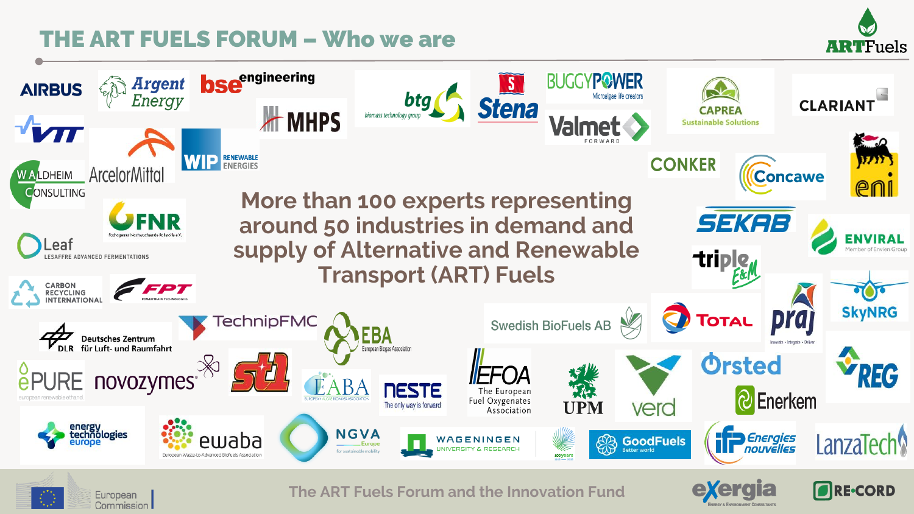# THE ART FUELS FORUM – Who we are

More than 100 experts representing around 50 industries in demand and supply of Alternative and Renewable Transport (ART) Fuels

The ART Fuels Forum and the Innovation Fund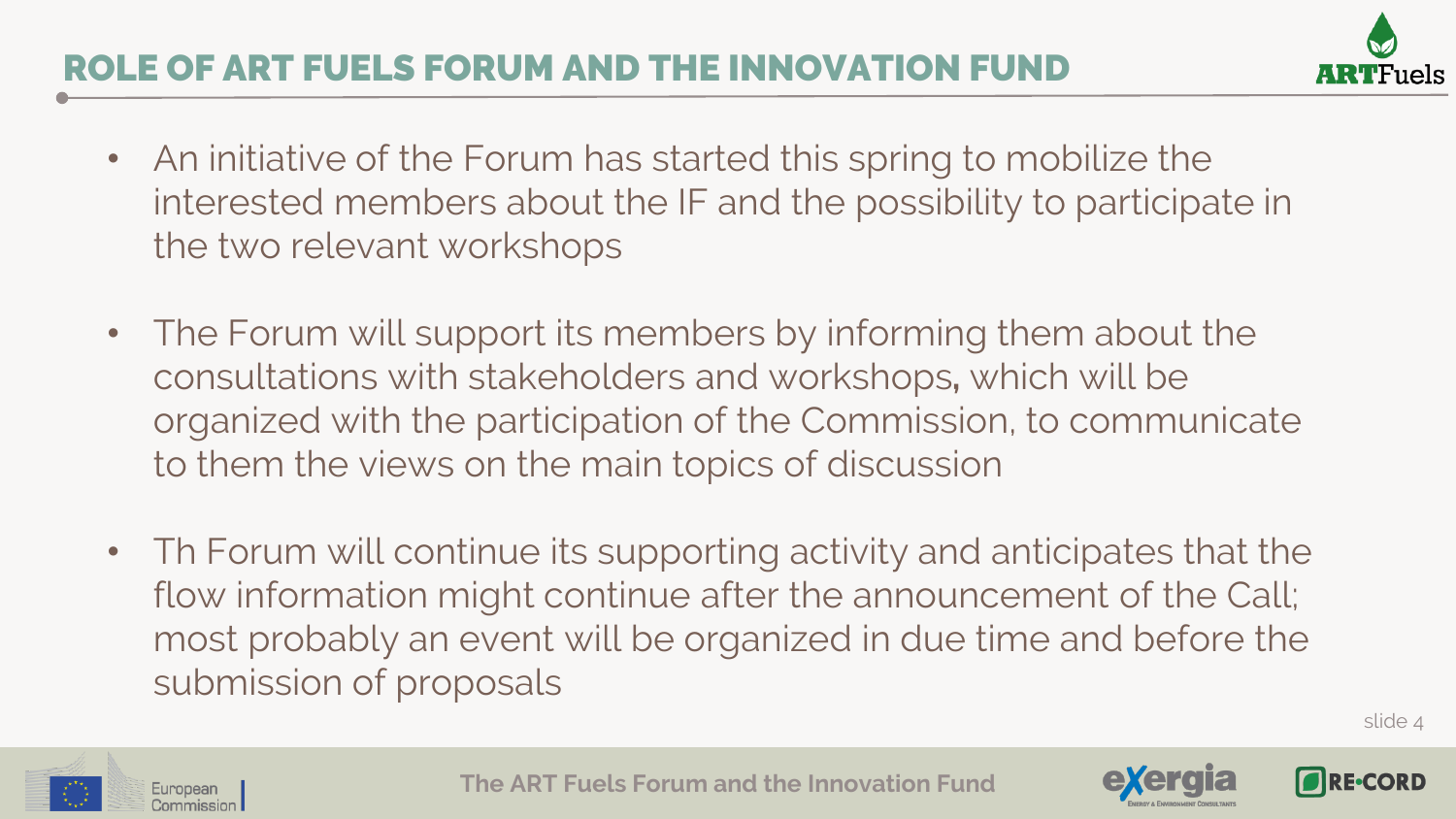# ROLE OF ART FUELS FORUM AND THE INNOVATION FUND

- An initiative of the Forum has started this spring to mobilize the interested members about the IF and the possibility to participate in the two relevant workshops
- The Forum will support its members by informing them about the consultations with stakeholders and workshops, which will be organized with the participation of the Commission, to communicate to them the views on the main topics of discussion
- Th Forum will continue its supporting activity and anticipates that the flow information might continue after the announcement of the Call; most probably an event will be organized in due time and before the submission of proposals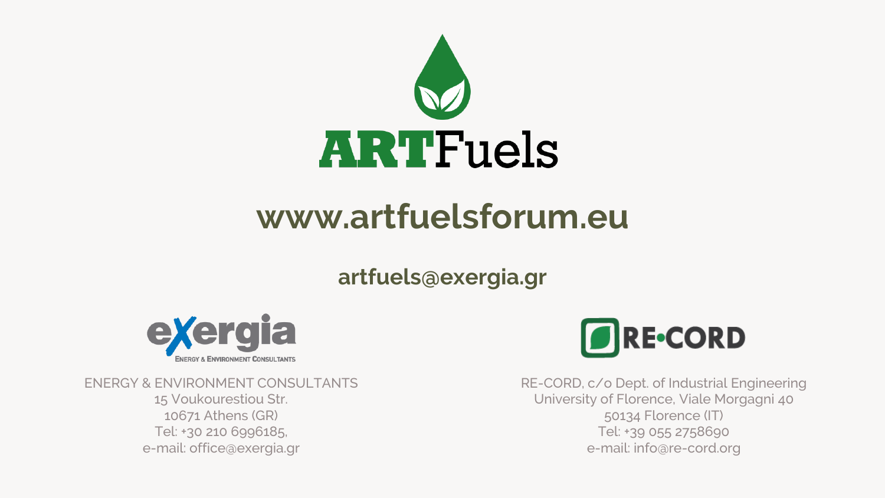# ARTFuels

## www.artfuelsforum.eu

**artfuels@exergia.gr**

eXergia

ENERGY & ENVIRONMENT CONSULTANTS

ENERGY & ENVIRONMENT CONSULTANTS
15 Voukourestiou Str.
10671 Athens (GR)
Tel: +30 210 6996185,
e-mail: office@exergia.gr

RE·CORD

RE-CORD, c/o Dept. of Industrial Engineering
University of Florence, Viale Morgagni 40
50134 Florence (IT)
Tel: +39 055 2758690
e-mail: info@re-cord.org